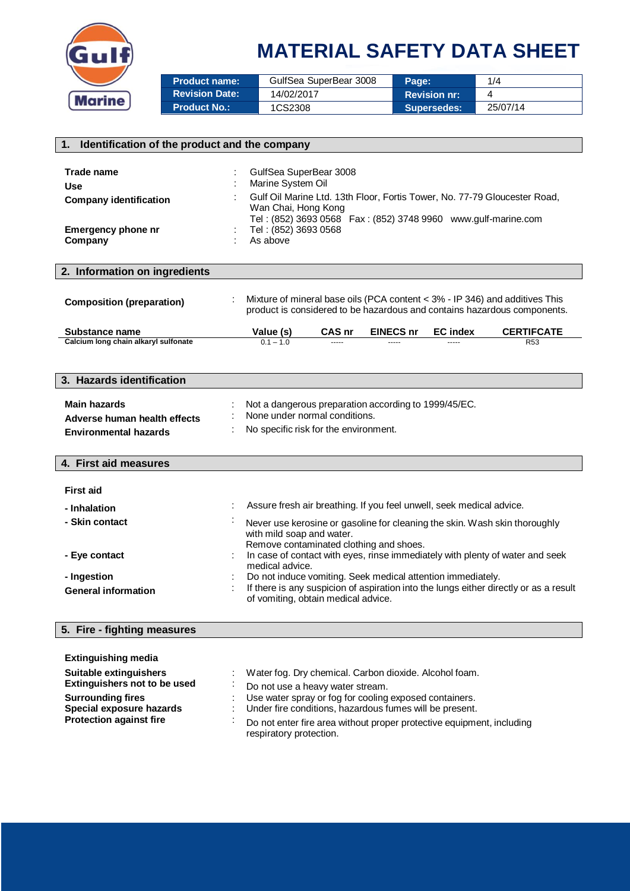# MATERIAL SAFETY DATA SHEET

| Product name: | GulfSea SuperBear 3008 | Page: | 1/4 |
|---|---|---|---|
| Revision Date: | 14/02/2017 | Revision nr: | 4 |
| Product No.: | 1CS2308 | Supersedes: | 25/07/14 |

## 1. Identification of the product and the company

**Trade name** : GulfSea SuperBear 3008

**Use** : Marine System Oil

**Company identification** : Gulf Oil Marine Ltd. 13th Floor, Fortis Tower, No. 77-79 Gloucester Road, Wan Chai, Hong Kong
Tel : (852) 3693 0568 Fax : (852) 3748 9960 www.gulf-marine.com

**Emergency phone nr** : Tel : (852) 3693 0568

**Company** : As above

## 2. Information on ingredients

**Composition (preparation)** : Mixture of mineral base oils (PCA content < 3% - IP 346) and additives This product is considered to be hazardous and contains hazardous components.

| Substance name | Value (s) | CAS nr | EINECS nr | EC index | CERTIFCATE |
|---|---|---|---|---|---|
| Calcium long chain alkaryl sulfonate | 0.1 – 1.0 | ----- | ----- | ----- | R53 |

## 3. Hazards identification

**Main hazards** : Not a dangerous preparation according to 1999/45/EC.

**Adverse human health effects** : None under normal conditions.

**Environmental hazards** : No specific risk for the environment.

## 4. First aid measures

**First aid**

**- Inhalation** : Assure fresh air breathing. If you feel unwell, seek medical advice.

**- Skin contact** : Never use kerosine or gasoline for cleaning the skin. Wash skin thoroughly with mild soap and water.
Remove contaminated clothing and shoes.

**- Eye contact** : In case of contact with eyes, rinse immediately with plenty of water and seek medical advice.

**- Ingestion** : Do not induce vomiting. Seek medical attention immediately.

**General information** : If there is any suspicion of aspiration into the lungs either directly or as a result of vomiting, obtain medical advice.

## 5. Fire - fighting measures

**Extinguishing media**

**Suitable extinguishers** : Water fog. Dry chemical. Carbon dioxide. Alcohol foam.

**Extinguishers not to be used** : Do not use a heavy water stream.

**Surrounding fires** : Use water spray or fog for cooling exposed containers.

**Special exposure hazards** : Under fire conditions, hazardous fumes will be present.

**Protection against fire** : Do not enter fire area without proper protective equipment, including respiratory protection.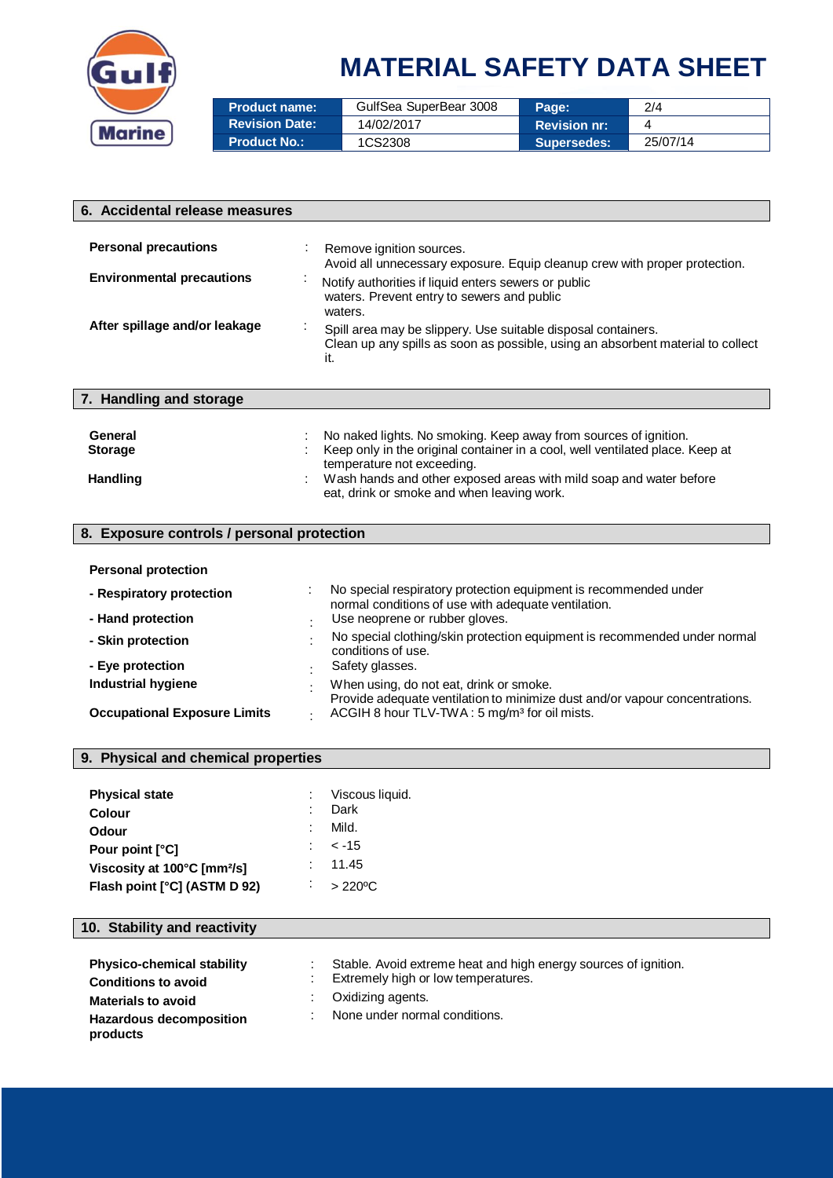# MATERIAL SAFETY DATA SHEET

| Product name: | GulfSea SuperBear 3008 | Page: | 2/4 |
| --- | --- | --- | --- |
| Revision Date: | 14/02/2017 | Revision nr: | 4 |
| Product No.: | 1CS2308 | Supersedes: | 25/07/14 |

## 6. Accidental release measures

**Personal precautions** : Remove ignition sources.
Avoid all unnecessary exposure. Equip cleanup crew with proper protection.

**Environmental precautions** : Notify authorities if liquid enters sewers or public waters. Prevent entry to sewers and public waters.

**After spillage and/or leakage** : Spill area may be slippery. Use suitable disposal containers.
Clean up any spills as soon as possible, using an absorbent material to collect it.

## 7. Handling and storage

**General** : No naked lights. No smoking. Keep away from sources of ignition.

**Storage** : Keep only in the original container in a cool, well ventilated place. Keep at temperature not exceeding.

**Handling** : Wash hands and other exposed areas with mild soap and water before eat, drink or smoke and when leaving work.

## 8. Exposure controls / personal protection

**Personal protection**

**- Respiratory protection** : No special respiratory protection equipment is recommended under normal conditions of use with adequate ventilation.

**- Hand protection** : Use neoprene or rubber gloves.

**- Skin protection** : No special clothing/skin protection equipment is recommended under normal conditions of use.

**- Eye protection** : Safety glasses.

**Industrial hygiene** : When using, do not eat, drink or smoke.
Provide adequate ventilation to minimize dust and/or vapour concentrations.

**Occupational Exposure Limits** : ACGIH 8 hour TLV-TWA : 5 mg/m³ for oil mists.

## 9. Physical and chemical properties

**Physical state** : Viscous liquid.

**Colour** : Dark

**Odour** : Mild.

**Pour point [°C]** : < -15

**Viscosity at 100°C [mm²/s]** : 11.45

**Flash point [°C] (ASTM D 92)** : > 220ºC

## 10. Stability and reactivity

**Physico-chemical stability** : Stable. Avoid extreme heat and high energy sources of ignition.

**Conditions to avoid** : Extremely high or low temperatures.

**Materials to avoid** : Oxidizing agents.

**Hazardous decomposition products** : None under normal conditions.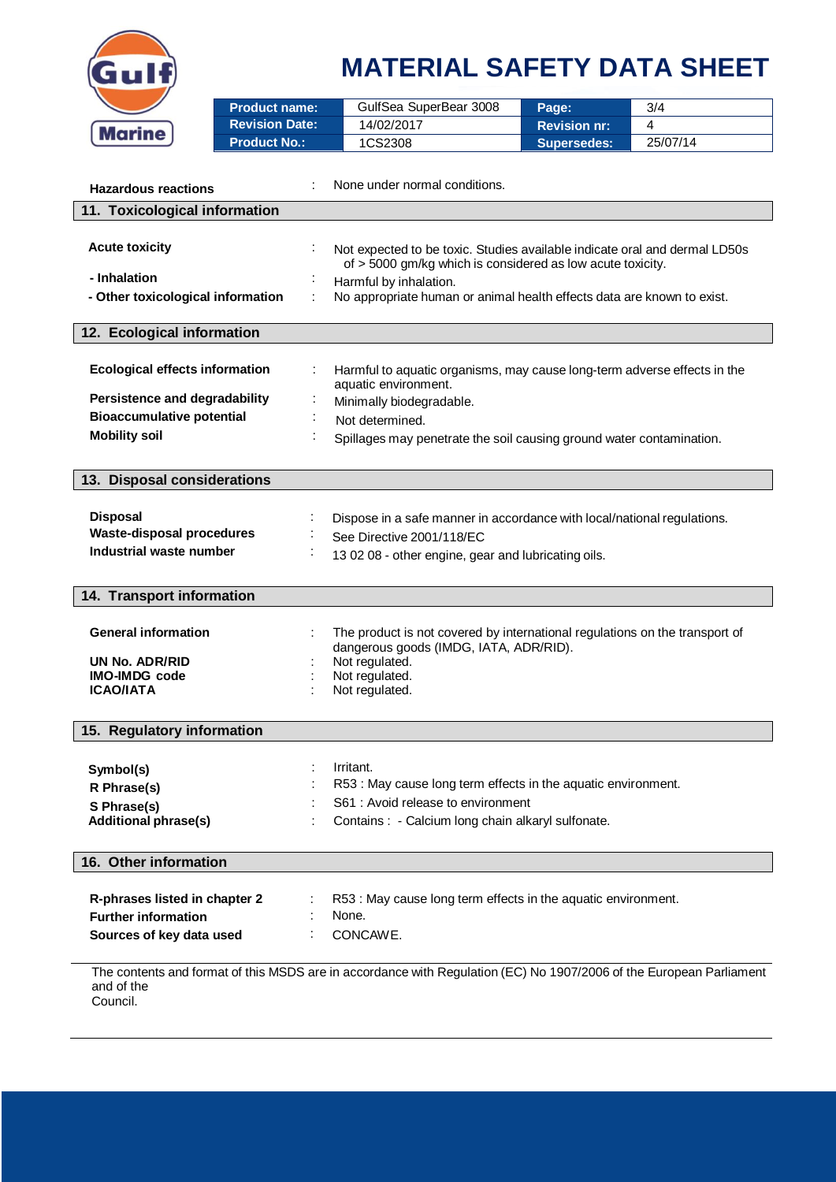**Hazardous reactions** : None under normal conditions.

## 11. Toxicological information

**Acute toxicity** : Not expected to be toxic. Studies available indicate oral and dermal LD50s of > 5000 gm/kg which is considered as low acute toxicity.

**- Inhalation** : Harmful by inhalation.

**- Other toxicological information** : No appropriate human or animal health effects data are known to exist.

## 12. Ecological information

**Ecological effects information** : Harmful to aquatic organisms, may cause long-term adverse effects in the aquatic environment.

**Persistence and degradability** : Minimally biodegradable.

**Bioaccumulative potential** : Not determined.

**Mobility soil** : Spillages may penetrate the soil causing ground water contamination.

## 13. Disposal considerations

**Disposal** : Dispose in a safe manner in accordance with local/national regulations.

**Waste-disposal procedures** : See Directive 2001/118/EC

**Industrial waste number** : 13 02 08 - other engine, gear and lubricating oils.

## 14. Transport information

**General information** : The product is not covered by international regulations on the transport of dangerous goods (IMDG, IATA, ADR/RID).

**UN No. ADR/RID** : Not regulated.

**IMO-IMDG code** : Not regulated.

**ICAO/IATA** : Not regulated.

## 15. Regulatory information

**Symbol(s)** : Irritant.

**R Phrase(s)** : R53 : May cause long term effects in the aquatic environment.

**S Phrase(s)** : S61 : Avoid release to environment

**Additional phrase(s)** : Contains : - Calcium long chain alkaryl sulfonate.

## 16. Other information

**R-phrases listed in chapter 2** : R53 : May cause long term effects in the aquatic environment.

**Further information** : None.

**Sources of key data used** : CONCAWE.

The contents and format of this MSDS are in accordance with Regulation (EC) No 1907/2006 of the European Parliament and of the Council.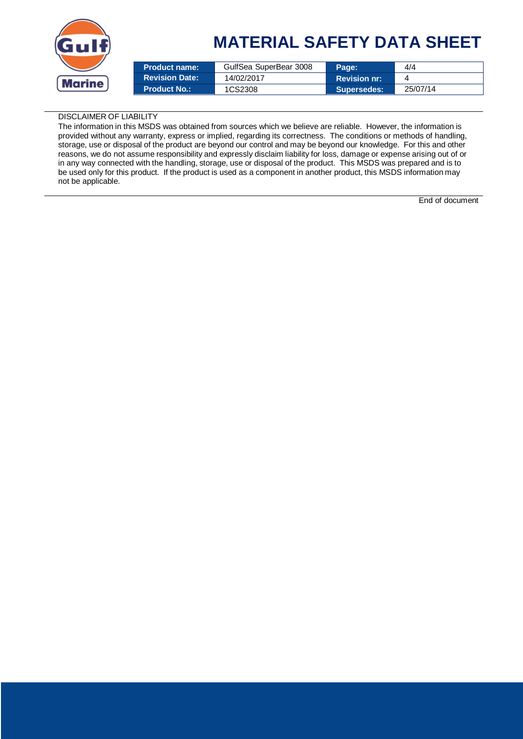DISCLAIMER OF LIABILITY

The information in this MSDS was obtained from sources which we believe are reliable. However, the information is provided without any warranty, express or implied, regarding its correctness. The conditions or methods of handling, storage, use or disposal of the product are beyond our control and may be beyond our knowledge. For this and other reasons, we do not assume responsibility and expressly disclaim liability for loss, damage or expense arising out of or in any way connected with the handling, storage, use or disposal of the product. This MSDS was prepared and is to be used only for this product. If the product is used as a component in another product, this MSDS information may not be applicable.

End of document